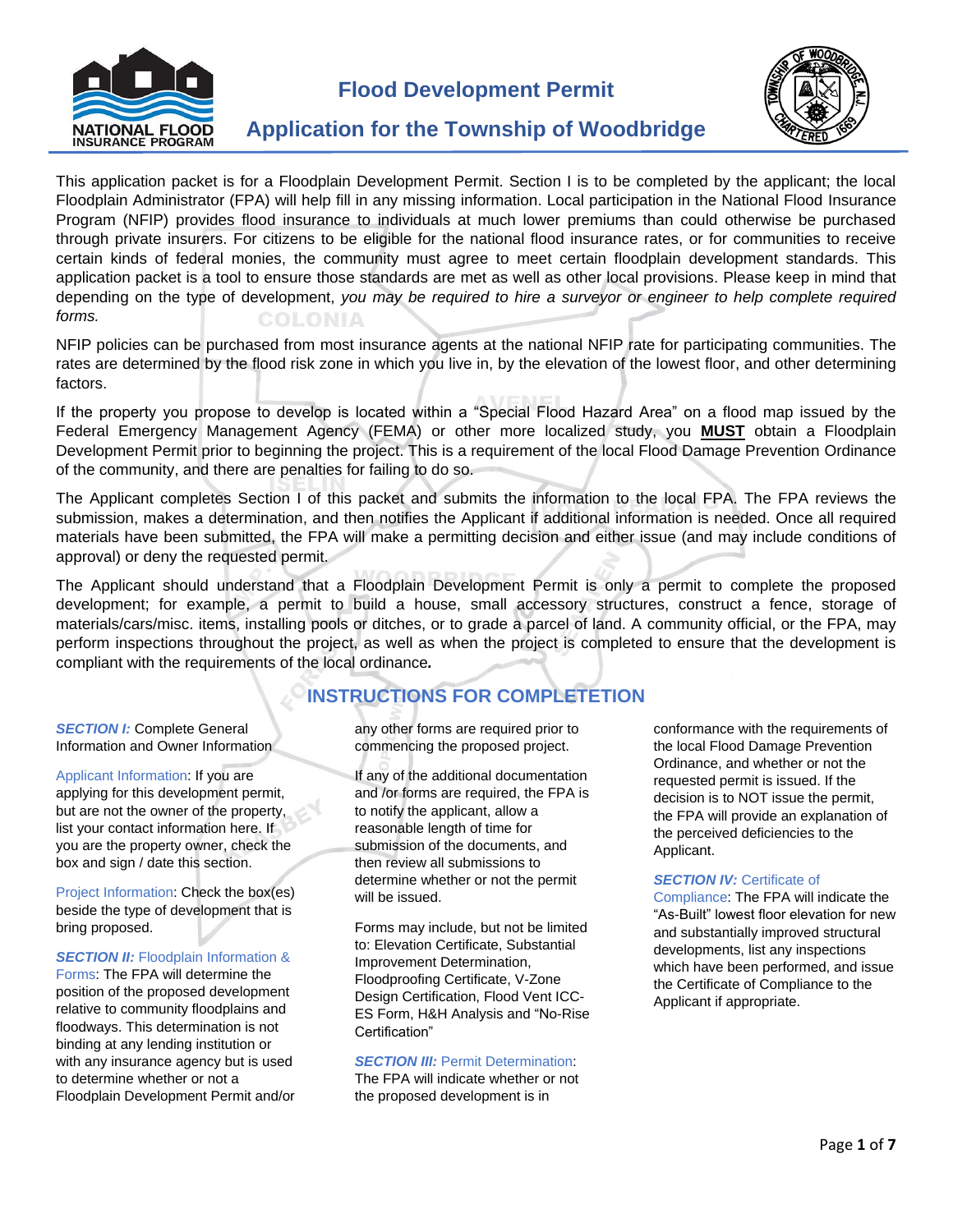# Flood Development Permit

## Application for the Township of Woodbridge

This application packet is for a Floodplain Development Permit. Section I is to be completed by the applicant; the local Floodplain Administrator (FPA) will help fill in any missing information. Local participation in the National Flood Insurance Program (NFIP) provides flood insurance to individuals at much lower premiums than could otherwise be purchased through private insurers. For citizens to be eligible for the national flood insurance rates, or for communities to receive certain kinds of federal monies, the community must agree to meet certain floodplain development standards. This application packet is a tool to ensure those standards are met as well as other local provisions. Please keep in mind that depending on the type of development, *you may be required to hire a surveyor or engineer to help complete required forms.*

NFIP policies can be purchased from most insurance agents at the national NFIP rate for participating communities. The rates are determined by the flood risk zone in which you live in, by the elevation of the lowest floor, and other determining factors.

If the property you propose to develop is located within a "Special Flood Hazard Area" on a flood map issued by the Federal Emergency Management Agency (FEMA) or other more localized study, you **MUST** obtain a Floodplain Development Permit prior to beginning the project. This is a requirement of the local Flood Damage Prevention Ordinance of the community, and there are penalties for failing to do so.

The Applicant completes Section I of this packet and submits the information to the local FPA. The FPA reviews the submission, makes a determination, and then notifies the Applicant if additional information is needed. Once all required materials have been submitted, the FPA will make a permitting decision and either issue (and may include conditions of approval) or deny the requested permit.

The Applicant should understand that a Floodplain Development Permit is only a permit to complete the proposed development; for example, a permit to build a house, small accessory structures, construct a fence, storage of materials/cars/misc. items, installing pools or ditches, or to grade a parcel of land. A community official, or the FPA, may perform inspections throughout the project, as well as when the project is completed to ensure that the development is compliant with the requirements of the local ordinance***.***

## INSTRUCTIONS FOR COMPLETETION

***SECTION I:*** Complete General Information and Owner Information

Applicant Information: If you are applying for this development permit, but are not the owner of the property, list your contact information here. If you are the property owner, check the box and sign / date this section.

Project Information: Check the box(es) beside the type of development that is bring proposed.

***SECTION II:*** Floodplain Information & Forms: The FPA will determine the position of the proposed development relative to community floodplains and floodways. This determination is not binding at any lending institution or with any insurance agency but is used to determine whether or not a Floodplain Development Permit and/or any other forms are required prior to commencing the proposed project.

If any of the additional documentation and /or forms are required, the FPA is to notify the applicant, allow a reasonable length of time for submission of the documents, and then review all submissions to determine whether or not the permit will be issued.

Forms may include, but not be limited to: Elevation Certificate, Substantial Improvement Determination, Floodproofing Certificate, V-Zone Design Certification, Flood Vent ICC-ES Form, H&H Analysis and "No-Rise Certification"

***SECTION III:*** Permit Determination: The FPA will indicate whether or not the proposed development is in conformance with the requirements of the local Flood Damage Prevention Ordinance, and whether or not the requested permit is issued. If the decision is to NOT issue the permit, the FPA will provide an explanation of the perceived deficiencies to the Applicant.

***SECTION IV:*** Certificate of Compliance: The FPA will indicate the "As-Built" lowest floor elevation for new and substantially improved structural developments, list any inspections which have been performed, and issue the Certificate of Compliance to the Applicant if appropriate.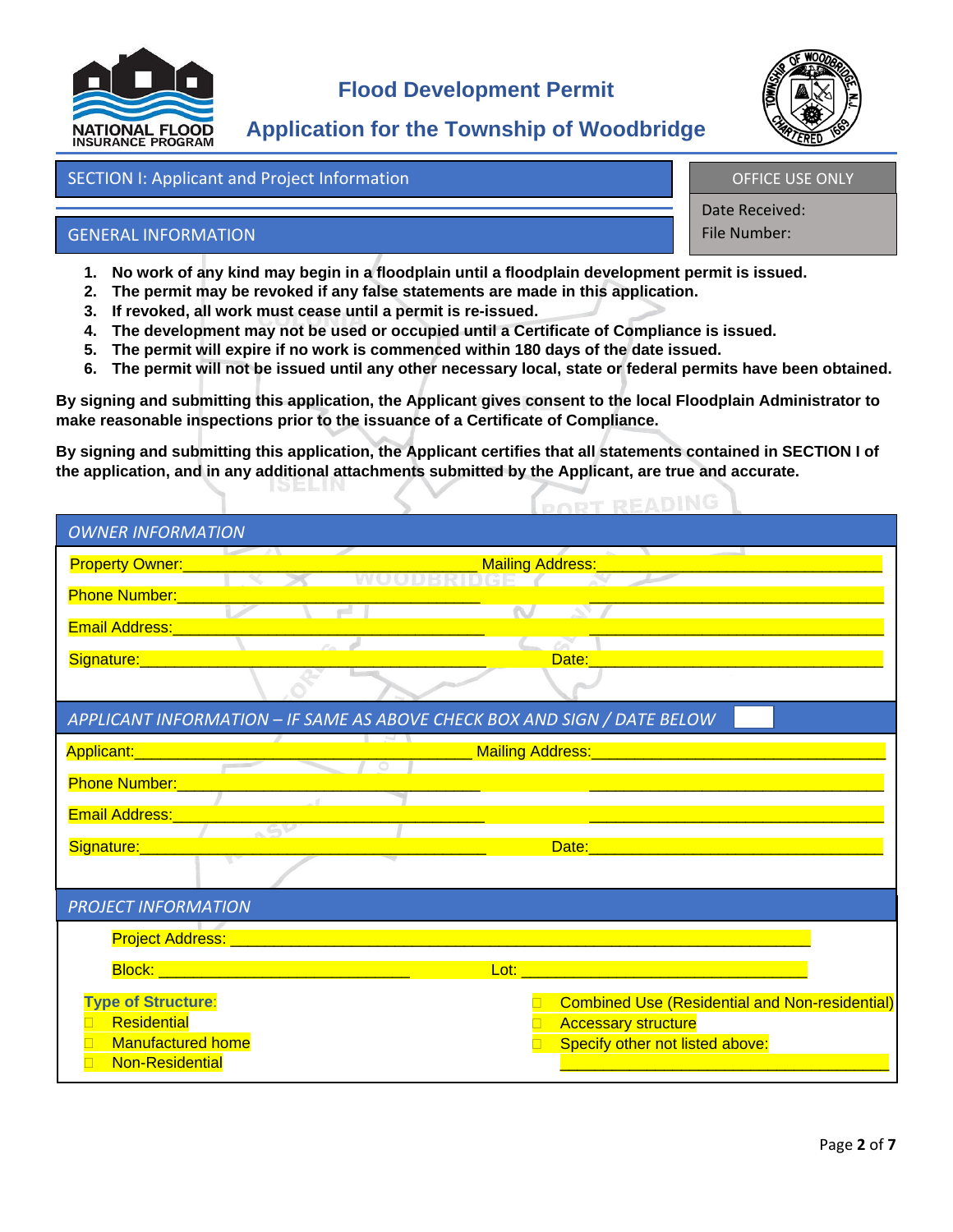# Flood Development Permit

## Application for the Township of Woodbridge

## SECTION I: Applicant and Project Information

**OFFICE USE ONLY**

Date Received:
File Number:

### GENERAL INFORMATION

1. **No work of any kind may begin in a floodplain until a floodplain development permit is issued.**
2. **The permit may be revoked if any false statements are made in this application.**
3. **If revoked, all work must cease until a permit is re-issued.**
4. **The development may not be used or occupied until a Certificate of Compliance is issued.**
5. **The permit will expire if no work is commenced within 180 days of the date issued.**
6. **The permit will not be issued until any other necessary local, state or federal permits have been obtained.**

**By signing and submitting this application, the Applicant gives consent to the local Floodplain Administrator to make reasonable inspections prior to the issuance of a Certificate of Compliance.**

**By signing and submitting this application, the Applicant certifies that all statements contained in SECTION I of the application, and in any additional attachments submitted by the Applicant, are true and accurate.**

### *OWNER INFORMATION*

Property Owner:______________________________ Mailing Address:______________________________

Phone Number:______________________________ ______________________________

Email Address:______________________________ ______________________________

Signature:______________________________ Date:______________________________

### *APPLICANT INFORMATION – IF SAME AS ABOVE CHECK BOX AND SIGN / DATE BELOW* ☐

Applicant:______________________________ Mailing Address:______________________________

Phone Number:______________________________ ______________________________

Email Address:______________________________ ______________________________

Signature:______________________________ Date:______________________________

### *PROJECT INFORMATION*

Project Address: ____________________________________________________________

Block: ______________________________ Lot: ______________________________

**Type of Structure**:

- ☐ Residential
- ☐ Manufactured home
- ☐ Non-Residential
- ☐ Combined Use (Residential and Non-residential)
- ☐ Accessory structure
- ☐ Specify other not listed above: ______________________________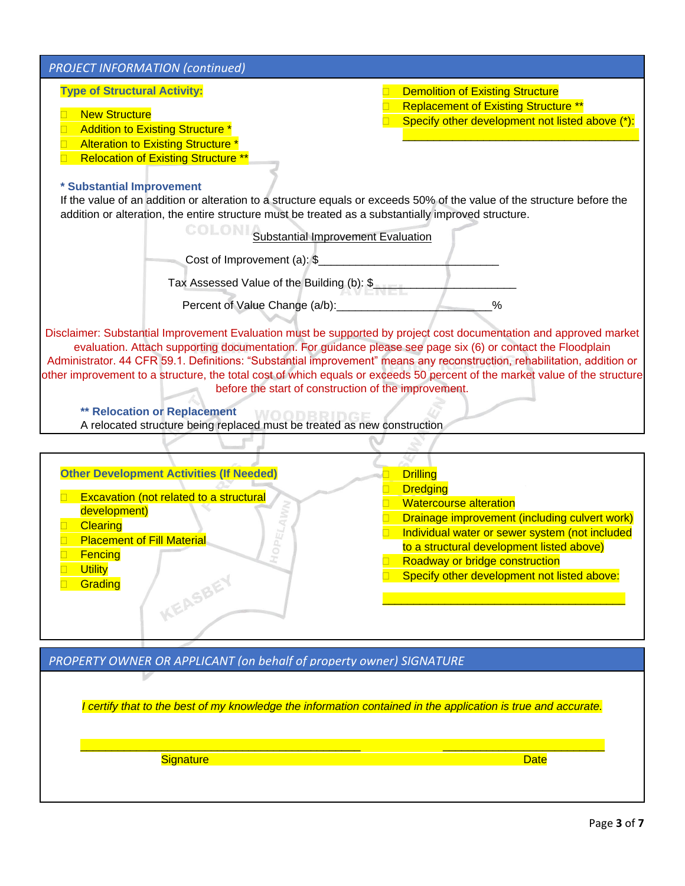## PROJECT INFORMATION (continued)

**Type of Structural Activity:**

- ☐ New Structure
- ☐ Addition to Existing Structure *
- ☐ Alteration to Existing Structure *
- ☐ Relocation of Existing Structure **
- ☐ Demolition of Existing Structure
- ☐ Replacement of Existing Structure **
- ☐ Specify other development not listed above (*): ______________________________________

**\* Substantial Improvement**

If the value of an addition or alteration to a structure equals or exceeds 50% of the value of the structure before the addition or alteration, the entire structure must be treated as a substantially improved structure.

Substantial Improvement Evaluation

Cost of Improvement (a): $_____________________________

Tax Assessed Value of the Building (b): $_______________________

Percent of Value Change (a/b):________________________%

Disclaimer: Substantial Improvement Evaluation must be supported by project cost documentation and approved market evaluation. Attach supporting documentation. For guidance please see page six (6) or contact the Floodplain Administrator. 44 CFR 59.1. Definitions: "Substantial improvement" means any reconstruction, rehabilitation, addition or other improvement to a structure, the total cost of which equals or exceeds 50 percent of the market value of the structure before the start of construction of the improvement.

**\*\* Relocation or Replacement**

A relocated structure being replaced must be treated as new construction

**Other Development Activities (If Needed)**

- ☐ Excavation (not related to a structural development)
- ☐ Clearing
- ☐ Placement of Fill Material
- ☐ Fencing
- ☐ Utility
- ☐ Grading
- ☐ Drilling
- ☐ Dredging
- ☐ Watercourse alteration
- ☐ Drainage improvement (including culvert work)
- ☐ Individual water or sewer system (not included to a structural development listed above)
- ☐ Roadway or bridge construction
- ☐ Specify other development not listed above:

______________________________________

## PROPERTY OWNER OR APPLICANT (on behalf of property owner) SIGNATURE

*I certify that to the best of my knowledge the information contained in the application is true and accurate.*

_____________________________________________ __________________________

Signature Date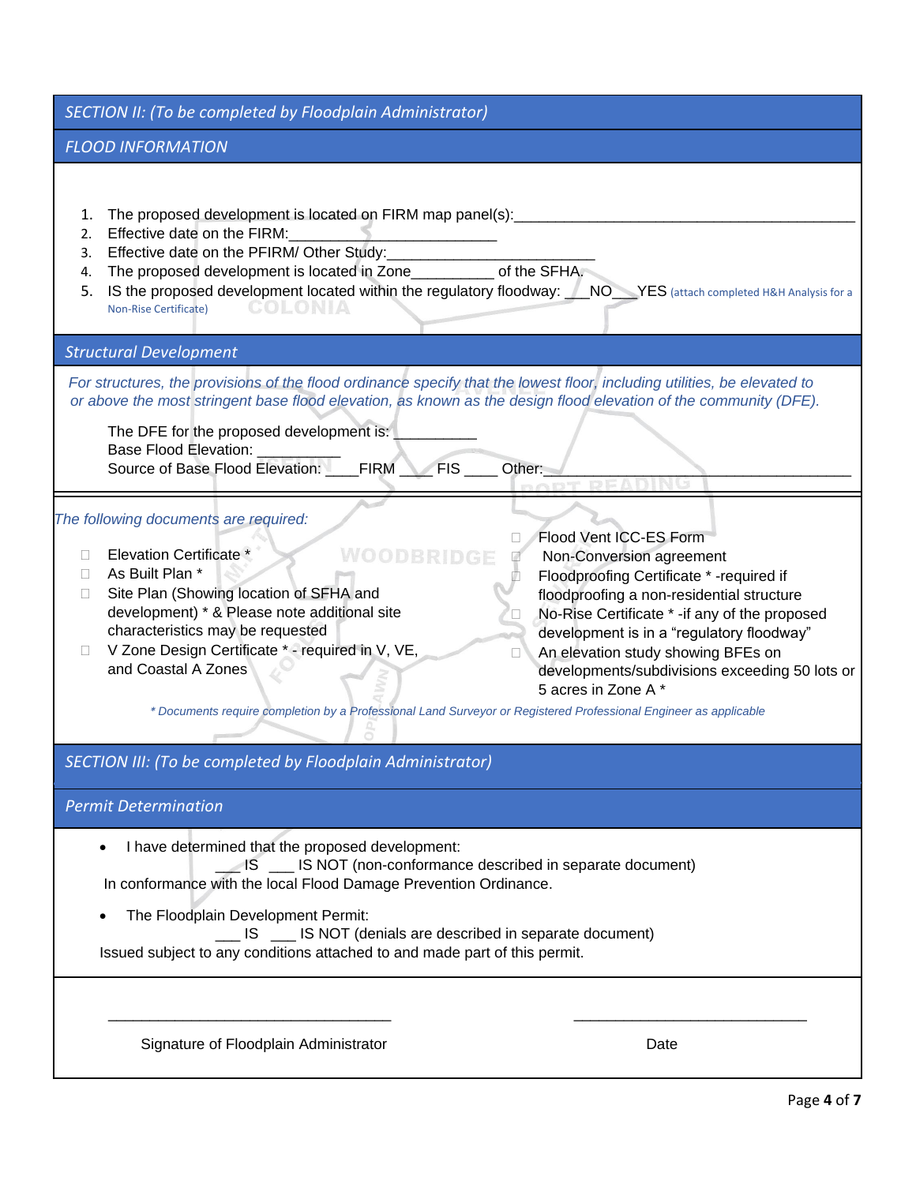## SECTION II: (To be completed by Floodplain Administrator)

### FLOOD INFORMATION

1. The proposed development is located on FIRM map panel(s):___________________________________________
2. Effective date on the FIRM:__________________________
3. Effective date on the PFIRM/ Other Study:__________________________
4. The proposed development is located in Zone__________ of the SFHA.
5. IS the proposed development located within the regulatory floodway: ___NO___YES (attach completed H&H Analysis for a Non-Rise Certificate)

### Structural Development

*For structures, the provisions of the flood ordinance specify that the lowest floor, including utilities, be elevated to or above the most stringent base flood elevation, as known as the design flood elevation of the community (DFE).*

The DFE for the proposed development is: __________
Base Flood Elevation: __________
Source of Base Flood Elevation: ____FIRM ____ FIS ____ Other:_____________________________________

*The following documents are required:*

- ☐ Elevation Certificate *
- ☐ As Built Plan *
- ☐ Site Plan (Showing location of SFHA and development) * & Please note additional site characteristics may be requested
- ☐ V Zone Design Certificate * - required in V, VE, and Coastal A Zones
- ☐ Flood Vent ICC-ES Form
- ☐ Non-Conversion agreement
- ☐ Floodproofing Certificate * -required if floodproofing a non-residential structure
- ☐ No-Rise Certificate * -if any of the proposed development is in a "regulatory floodway"
- ☐ An elevation study showing BFEs on developments/subdivisions exceeding 50 lots or 5 acres in Zone A *

*\* Documents require completion by a Professional Land Surveyor or Registered Professional Engineer as applicable*

## SECTION III: (To be completed by Floodplain Administrator)

### Permit Determination

- I have determined that the proposed development:
  ___ IS ___ IS NOT (non-conformance described in separate document)
  In conformance with the local Flood Damage Prevention Ordinance.

- The Floodplain Development Permit:
  ___ IS ___ IS NOT (denials are described in separate document)
  Issued subject to any conditions attached to and made part of this permit.

___________________________________ ______________________________

Signature of Floodplain Administrator Date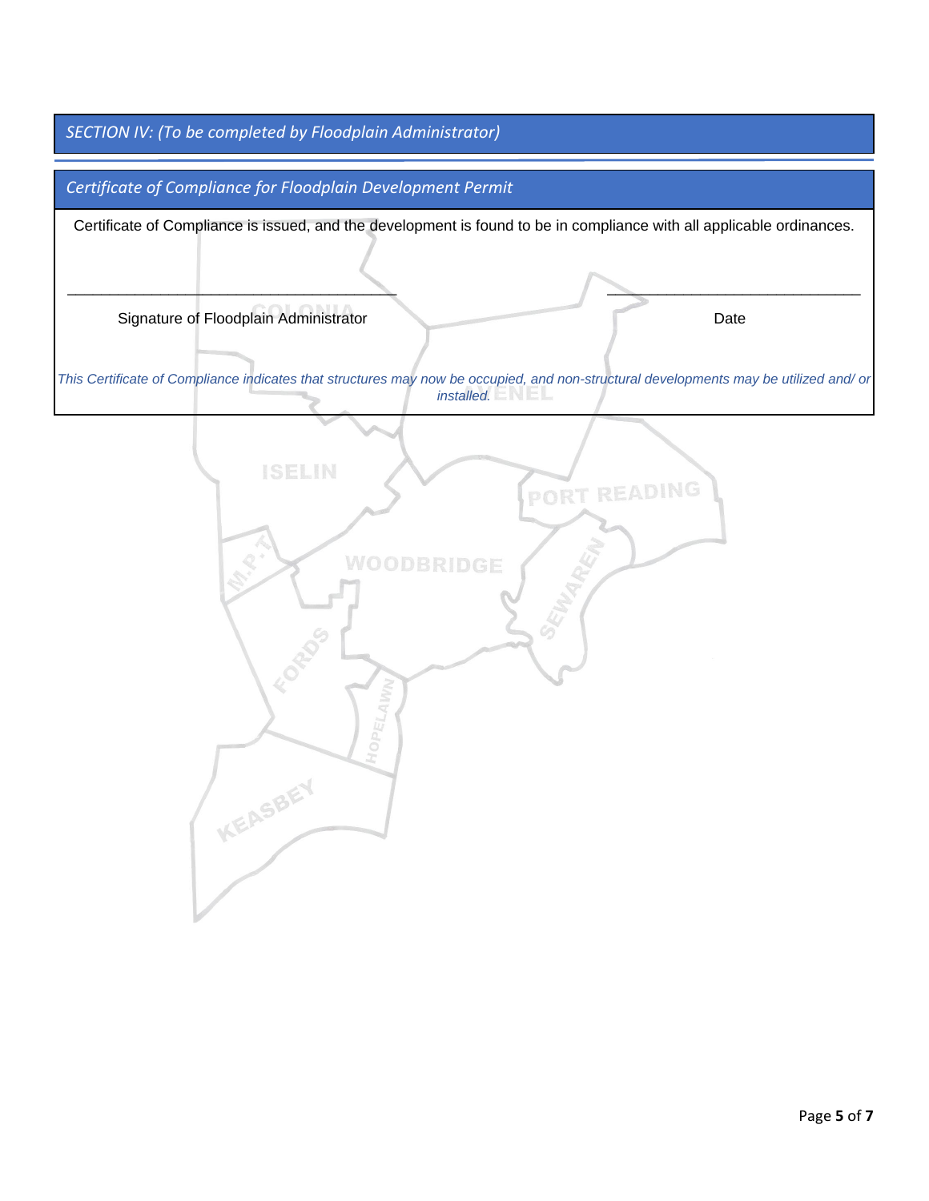## *SECTION IV: (To be completed by Floodplain Administrator)*

### *Certificate of Compliance for Floodplain Development Permit*

Certificate of Compliance is issued, and the development is found to be in compliance with all applicable ordinances.

\_\_\_\_\_\_\_\_\_\_\_\_\_\_\_\_\_\_\_\_\_\_\_\_\_\_\_\_\_\_\_\_\_\_\_\_\_\_\_\_ \_\_\_\_\_\_\_\_\_\_\_\_\_\_\_\_\_\_\_\_\_\_\_\_\_\_\_\_\_\_\_

Signature of Floodplain Administrator Date

*This Certificate of Compliance indicates that structures may now be occupied, and non-structural developments may be utilized and/ or installed.*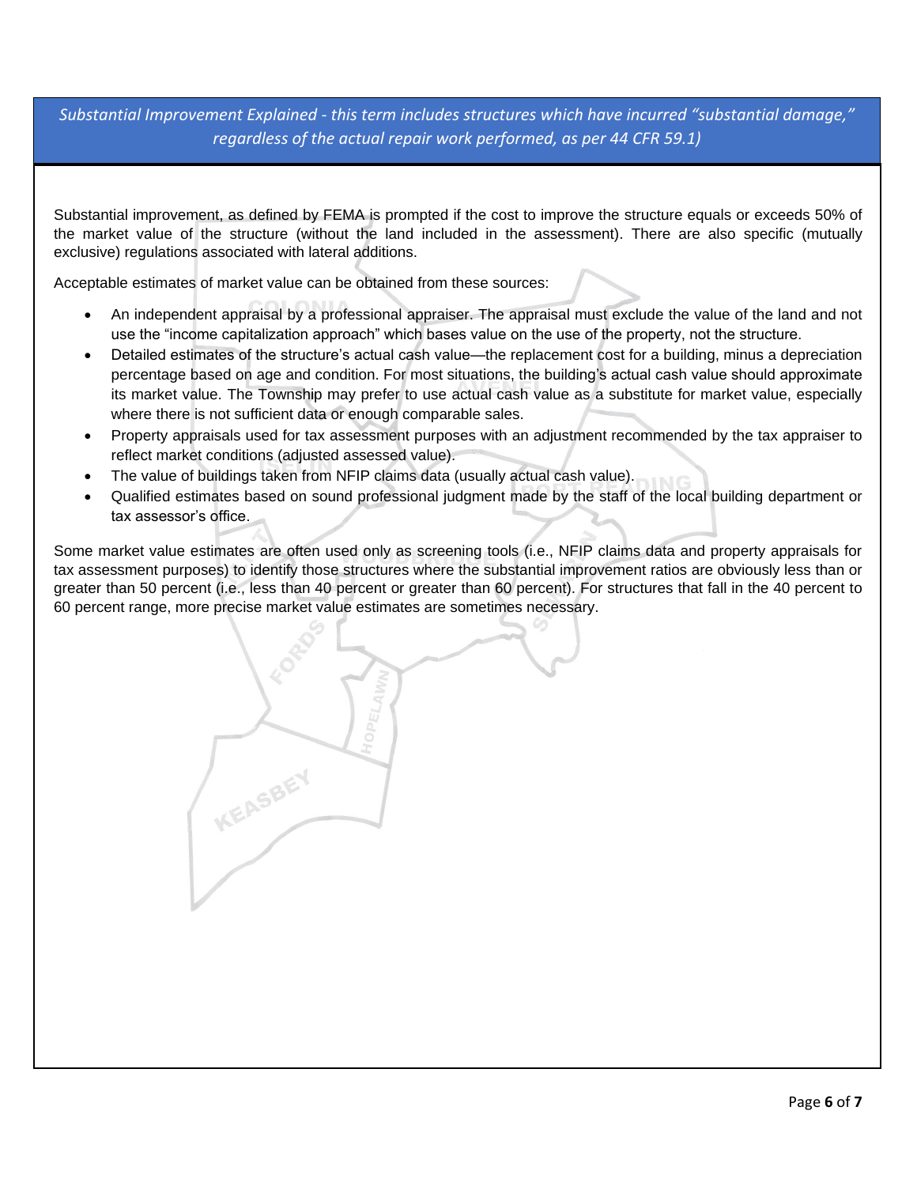*Substantial Improvement Explained - this term includes structures which have incurred "substantial damage," regardless of the actual repair work performed, as per 44 CFR 59.1)*

Substantial improvement, as defined by FEMA is prompted if the cost to improve the structure equals or exceeds 50% of the market value of the structure (without the land included in the assessment). There are also specific (mutually exclusive) regulations associated with lateral additions.

Acceptable estimates of market value can be obtained from these sources:

- An independent appraisal by a professional appraiser. The appraisal must exclude the value of the land and not use the "income capitalization approach" which bases value on the use of the property, not the structure.
- Detailed estimates of the structure's actual cash value—the replacement cost for a building, minus a depreciation percentage based on age and condition. For most situations, the building's actual cash value should approximate its market value. The Township may prefer to use actual cash value as a substitute for market value, especially where there is not sufficient data or enough comparable sales.
- Property appraisals used for tax assessment purposes with an adjustment recommended by the tax appraiser to reflect market conditions (adjusted assessed value).
- The value of buildings taken from NFIP claims data (usually actual cash value).
- Qualified estimates based on sound professional judgment made by the staff of the local building department or tax assessor's office.

Some market value estimates are often used only as screening tools (i.e., NFIP claims data and property appraisals for tax assessment purposes) to identify those structures where the substantial improvement ratios are obviously less than or greater than 50 percent (i.e., less than 40 percent or greater than 60 percent). For structures that fall in the 40 percent to 60 percent range, more precise market value estimates are sometimes necessary.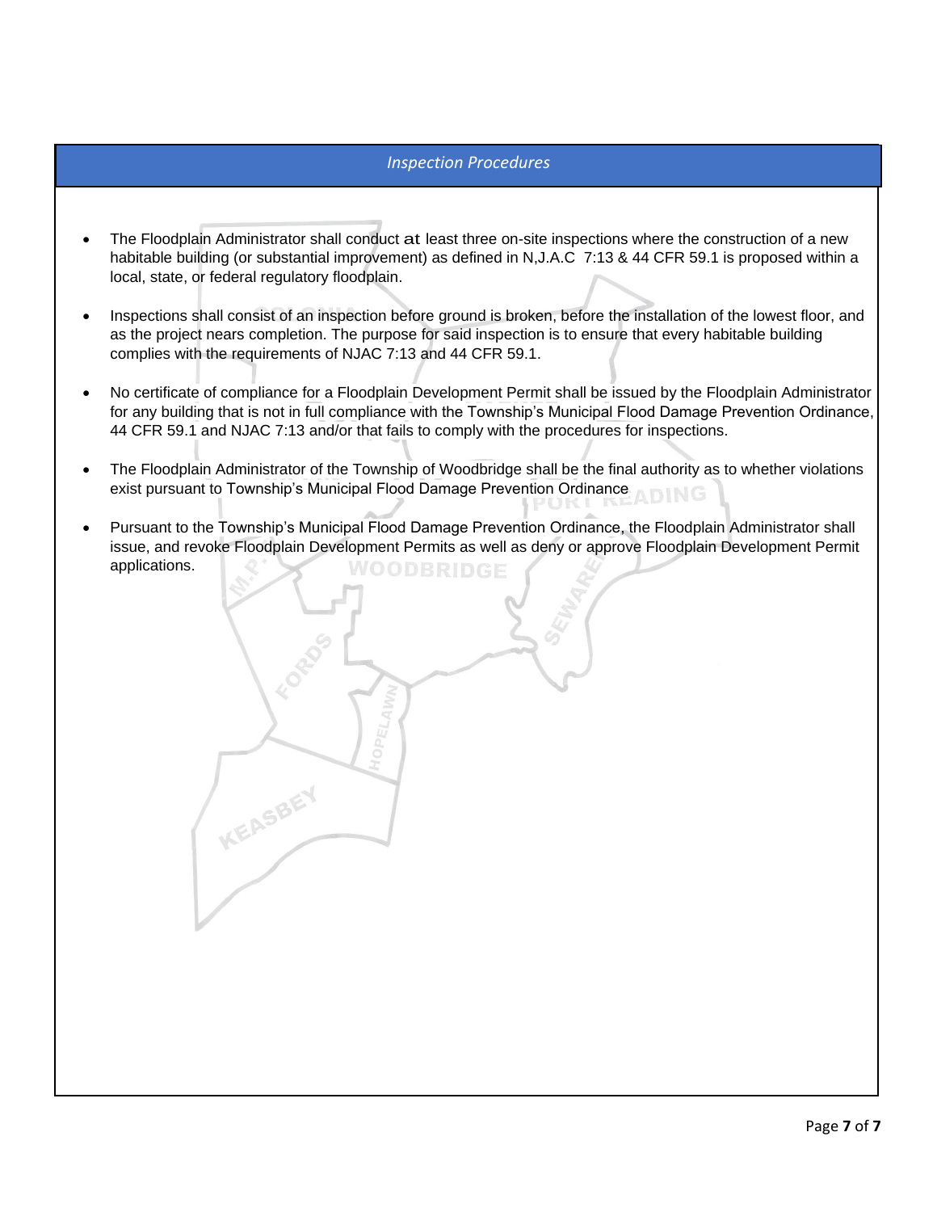## *Inspection Procedures*

- The Floodplain Administrator shall conduct at least three on-site inspections where the construction of a new habitable building (or substantial improvement) as defined in N,J.A.C 7:13 & 44 CFR 59.1 is proposed within a local, state, or federal regulatory floodplain.
- Inspections shall consist of an inspection before ground is broken, before the installation of the lowest floor, and as the project nears completion. The purpose for said inspection is to ensure that every habitable building complies with the requirements of NJAC 7:13 and 44 CFR 59.1.
- No certificate of compliance for a Floodplain Development Permit shall be issued by the Floodplain Administrator for any building that is not in full compliance with the Township's Municipal Flood Damage Prevention Ordinance, 44 CFR 59.1 and NJAC 7:13 and/or that fails to comply with the procedures for inspections.
- The Floodplain Administrator of the Township of Woodbridge shall be the final authority as to whether violations exist pursuant to Township's Municipal Flood Damage Prevention Ordinance
- Pursuant to the Township's Municipal Flood Damage Prevention Ordinance, the Floodplain Administrator shall issue, and revoke Floodplain Development Permits as well as deny or approve Floodplain Development Permit applications.